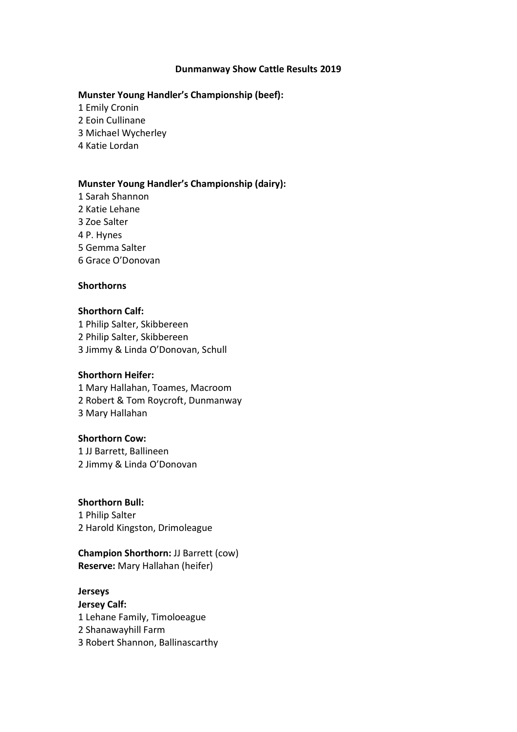# Dunmanway Show Cattle Results 2019

**Munster Young Handler's Championship (beef):**

1 Emily Cronin
2 Eoin Cullinane
3 Michael Wycherley
4 Katie Lordan

**Munster Young Handler's Championship (dairy):**

1 Sarah Shannon
2 Katie Lehane
3 Zoe Salter
4 P. Hynes
5 Gemma Salter
6 Grace O'Donovan

## Shorthorns

**Shorthorn Calf:**

1 Philip Salter, Skibbereen
2 Philip Salter, Skibbereen
3 Jimmy & Linda O'Donovan, Schull

**Shorthorn Heifer:**

1 Mary Hallahan, Toames, Macroom
2 Robert & Tom Roycroft, Dunmanway
3 Mary Hallahan

**Shorthorn Cow:**

1 JJ Barrett, Ballineen
2 Jimmy & Linda O'Donovan

**Shorthorn Bull:**

1 Philip Salter
2 Harold Kingston, Drimoleague

**Champion Shorthorn:** JJ Barrett (cow)
**Reserve:** Mary Hallahan (heifer)

## Jerseys

**Jersey Calf:**

1 Lehane Family, Timoloeague
2 Shanawayhill Farm
3 Robert Shannon, Ballinascarthy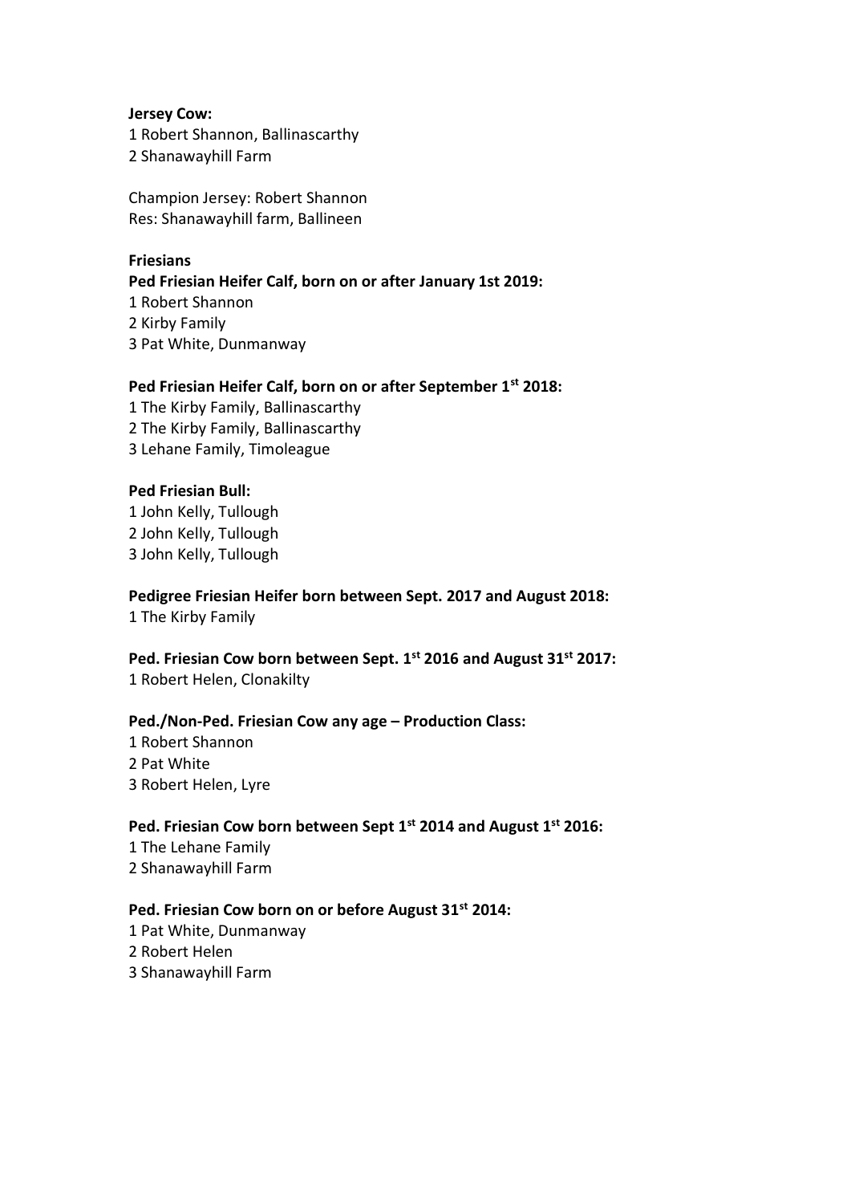**Jersey Cow:**

1 Robert Shannon, Ballinascarthy
2 Shanawayhill Farm

Champion Jersey: Robert Shannon
Res: Shanawayhill farm, Ballineen

**Friesians**

**Ped Friesian Heifer Calf, born on or after January 1st 2019:**

1 Robert Shannon
2 Kirby Family
3 Pat White, Dunmanway

**Ped Friesian Heifer Calf, born on or after September 1st 2018:**

1 The Kirby Family, Ballinascarthy
2 The Kirby Family, Ballinascarthy
3 Lehane Family, Timoleague

**Ped Friesian Bull:**

1 John Kelly, Tullough
2 John Kelly, Tullough
3 John Kelly, Tullough

**Pedigree Friesian Heifer born between Sept. 2017 and August 2018:**

1 The Kirby Family

**Ped. Friesian Cow born between Sept. 1st 2016 and August 31st 2017:**

1 Robert Helen, Clonakilty

**Ped./Non-Ped. Friesian Cow any age – Production Class:**

1 Robert Shannon
2 Pat White
3 Robert Helen, Lyre

**Ped. Friesian Cow born between Sept 1st 2014 and August 1st 2016:**

1 The Lehane Family
2 Shanawayhill Farm

**Ped. Friesian Cow born on or before August 31st 2014:**

1 Pat White, Dunmanway
2 Robert Helen
3 Shanawayhill Farm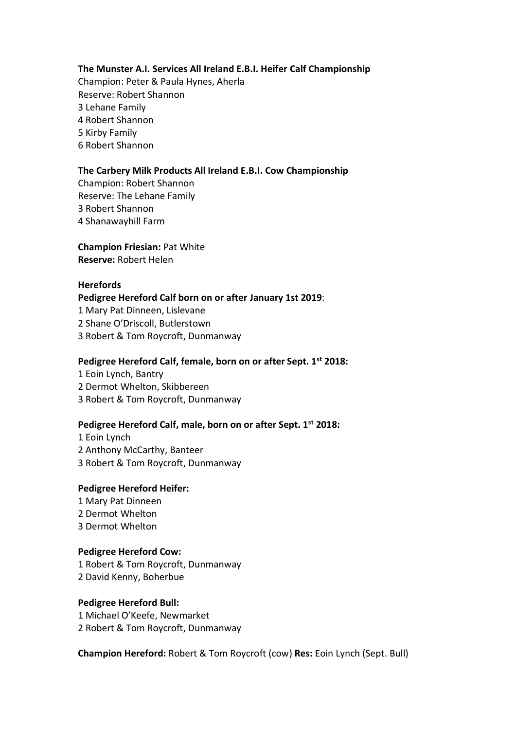**The Munster A.I. Services All Ireland E.B.I. Heifer Calf Championship**
Champion: Peter & Paula Hynes, Aherla
Reserve: Robert Shannon
3 Lehane Family
4 Robert Shannon
5 Kirby Family
6 Robert Shannon

**The Carbery Milk Products All Ireland E.B.I. Cow Championship**
Champion: Robert Shannon
Reserve: The Lehane Family
3 Robert Shannon
4 Shanawayhill Farm

**Champion Friesian:** Pat White
**Reserve:** Robert Helen

**Herefords**
**Pedigree Hereford Calf born on or after January 1st 2019**:
1 Mary Pat Dinneen, Lislevane
2 Shane O'Driscoll, Butlerstown
3 Robert & Tom Roycroft, Dunmanway

**Pedigree Hereford Calf, female, born on or after Sept. 1st 2018:**
1 Eoin Lynch, Bantry
2 Dermot Whelton, Skibbereen
3 Robert & Tom Roycroft, Dunmanway

**Pedigree Hereford Calf, male, born on or after Sept. 1st 2018:**
1 Eoin Lynch
2 Anthony McCarthy, Banteer
3 Robert & Tom Roycroft, Dunmanway

**Pedigree Hereford Heifer:**
1 Mary Pat Dinneen
2 Dermot Whelton
3 Dermot Whelton

**Pedigree Hereford Cow:**
1 Robert & Tom Roycroft, Dunmanway
2 David Kenny, Boherbue

**Pedigree Hereford Bull:**
1 Michael O'Keefe, Newmarket
2 Robert & Tom Roycroft, Dunmanway

**Champion Hereford:** Robert & Tom Roycroft (cow) **Res:** Eoin Lynch (Sept. Bull)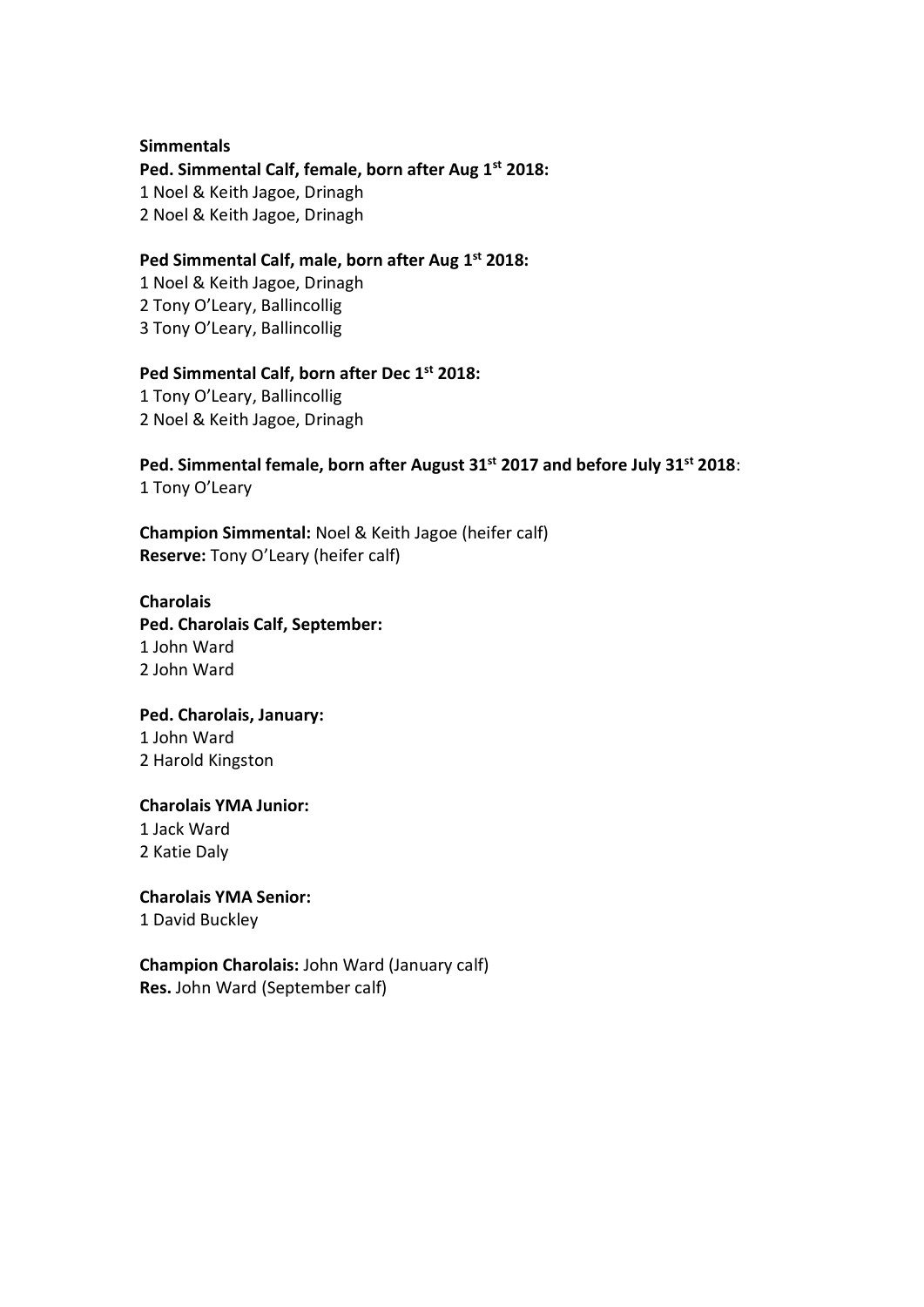**Simmentals**

**Ped. Simmental Calf, female, born after Aug 1st 2018:**
1 Noel & Keith Jagoe, Drinagh
2 Noel & Keith Jagoe, Drinagh

**Ped Simmental Calf, male, born after Aug 1st 2018:**
1 Noel & Keith Jagoe, Drinagh
2 Tony O'Leary, Ballincollig
3 Tony O'Leary, Ballincollig

**Ped Simmental Calf, born after Dec 1st 2018:**
1 Tony O'Leary, Ballincollig
2 Noel & Keith Jagoe, Drinagh

**Ped. Simmental female, born after August 31st 2017 and before July 31st 2018**:
1 Tony O'Leary

**Champion Simmental:** Noel & Keith Jagoe (heifer calf)
**Reserve:** Tony O'Leary (heifer calf)

**Charolais**

**Ped. Charolais Calf, September:**
1 John Ward
2 John Ward

**Ped. Charolais, January:**
1 John Ward
2 Harold Kingston

**Charolais YMA Junior:**
1 Jack Ward
2 Katie Daly

**Charolais YMA Senior:**
1 David Buckley

**Champion Charolais:** John Ward (January calf)
**Res.** John Ward (September calf)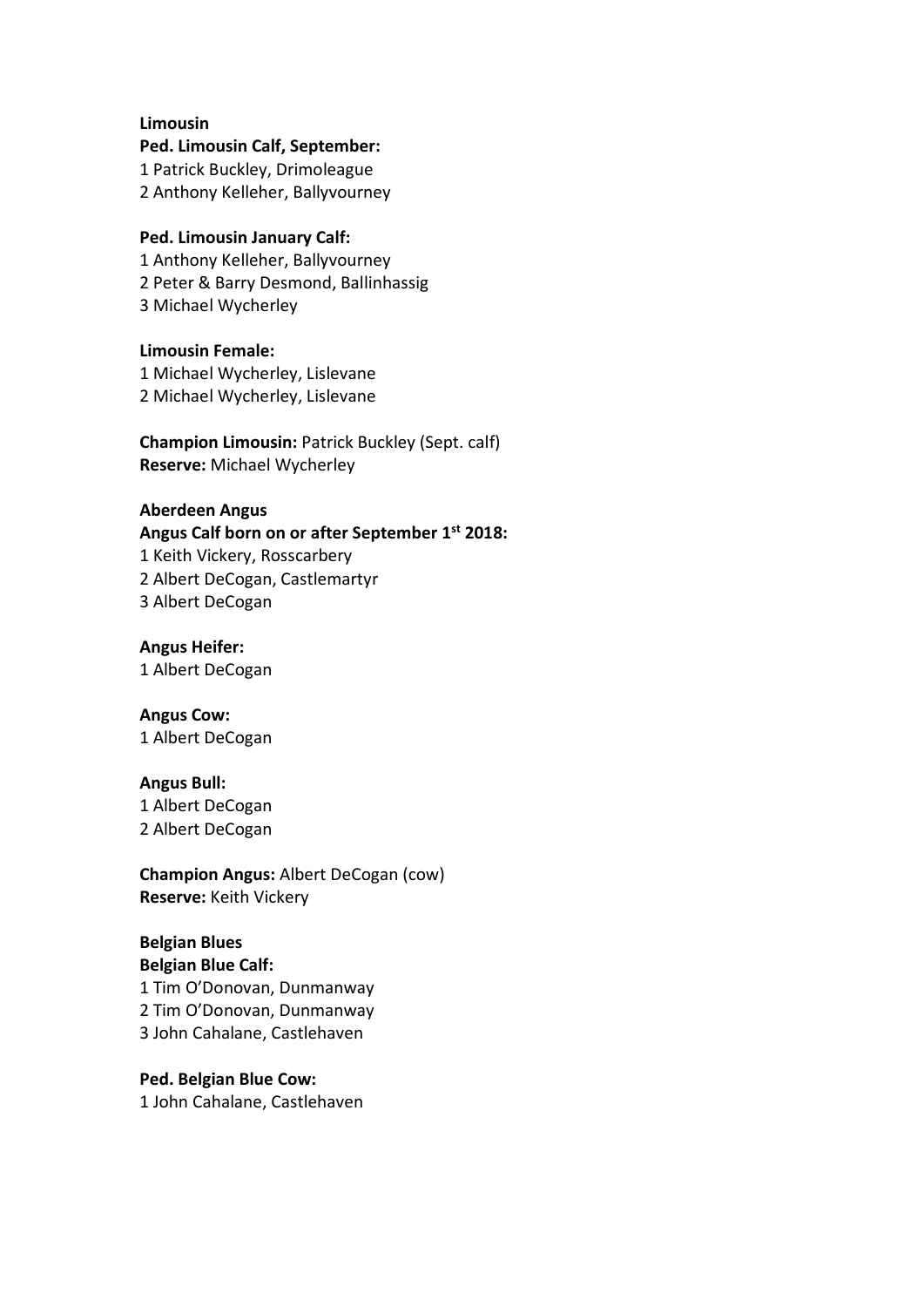**Limousin**

**Ped. Limousin Calf, September:**
1 Patrick Buckley, Drimoleague
2 Anthony Kelleher, Ballyvourney

**Ped. Limousin January Calf:**
1 Anthony Kelleher, Ballyvourney
2 Peter & Barry Desmond, Ballinhassig
3 Michael Wycherley

**Limousin Female:**
1 Michael Wycherley, Lislevane
2 Michael Wycherley, Lislevane

**Champion Limousin:** Patrick Buckley (Sept. calf)
**Reserve:** Michael Wycherley

**Aberdeen Angus**

**Angus Calf born on or after September 1st 2018:**
1 Keith Vickery, Rosscarbery
2 Albert DeCogan, Castlemartyr
3 Albert DeCogan

**Angus Heifer:**
1 Albert DeCogan

**Angus Cow:**
1 Albert DeCogan

**Angus Bull:**
1 Albert DeCogan
2 Albert DeCogan

**Champion Angus:** Albert DeCogan (cow)
**Reserve:** Keith Vickery

**Belgian Blues**

**Belgian Blue Calf:**
1 Tim O'Donovan, Dunmanway
2 Tim O'Donovan, Dunmanway
3 John Cahalane, Castlehaven

**Ped. Belgian Blue Cow:**
1 John Cahalane, Castlehaven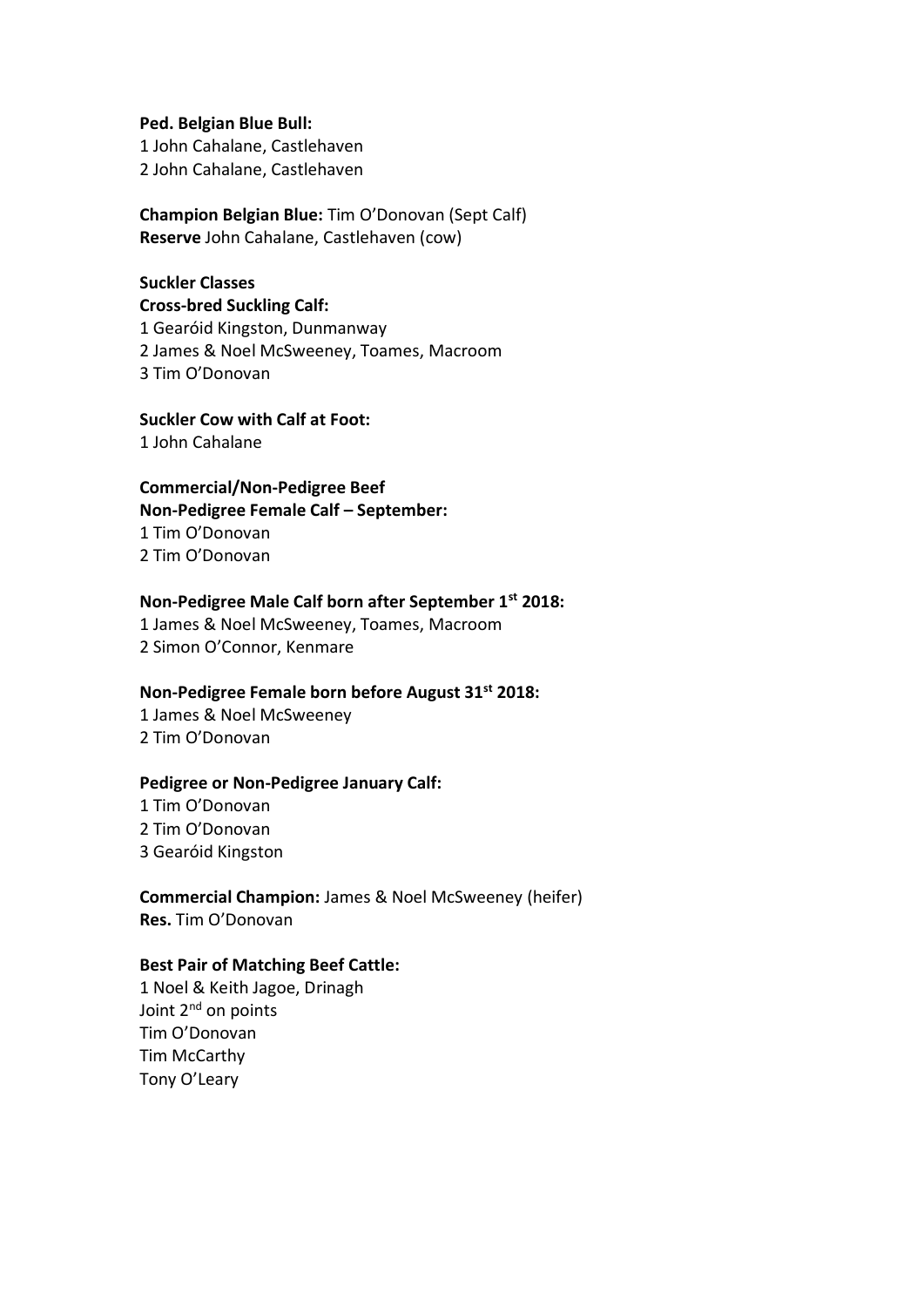**Ped. Belgian Blue Bull:**
1 John Cahalane, Castlehaven
2 John Cahalane, Castlehaven

**Champion Belgian Blue:** Tim O'Donovan (Sept Calf)
**Reserve** John Cahalane, Castlehaven (cow)

**Suckler Classes**
**Cross-bred Suckling Calf:**
1 Gearóid Kingston, Dunmanway
2 James & Noel McSweeney, Toames, Macroom
3 Tim O'Donovan

**Suckler Cow with Calf at Foot:**
1 John Cahalane

**Commercial/Non-Pedigree Beef**
**Non-Pedigree Female Calf – September:**
1 Tim O'Donovan
2 Tim O'Donovan

**Non-Pedigree Male Calf born after September 1st 2018:**
1 James & Noel McSweeney, Toames, Macroom
2 Simon O'Connor, Kenmare

**Non-Pedigree Female born before August 31st 2018:**
1 James & Noel McSweeney
2 Tim O'Donovan

**Pedigree or Non-Pedigree January Calf:**
1 Tim O'Donovan
2 Tim O'Donovan
3 Gearóid Kingston

**Commercial Champion:** James & Noel McSweeney (heifer)
**Res.** Tim O'Donovan

**Best Pair of Matching Beef Cattle:**
1 Noel & Keith Jagoe, Drinagh
Joint 2nd on points
Tim O'Donovan
Tim McCarthy
Tony O'Leary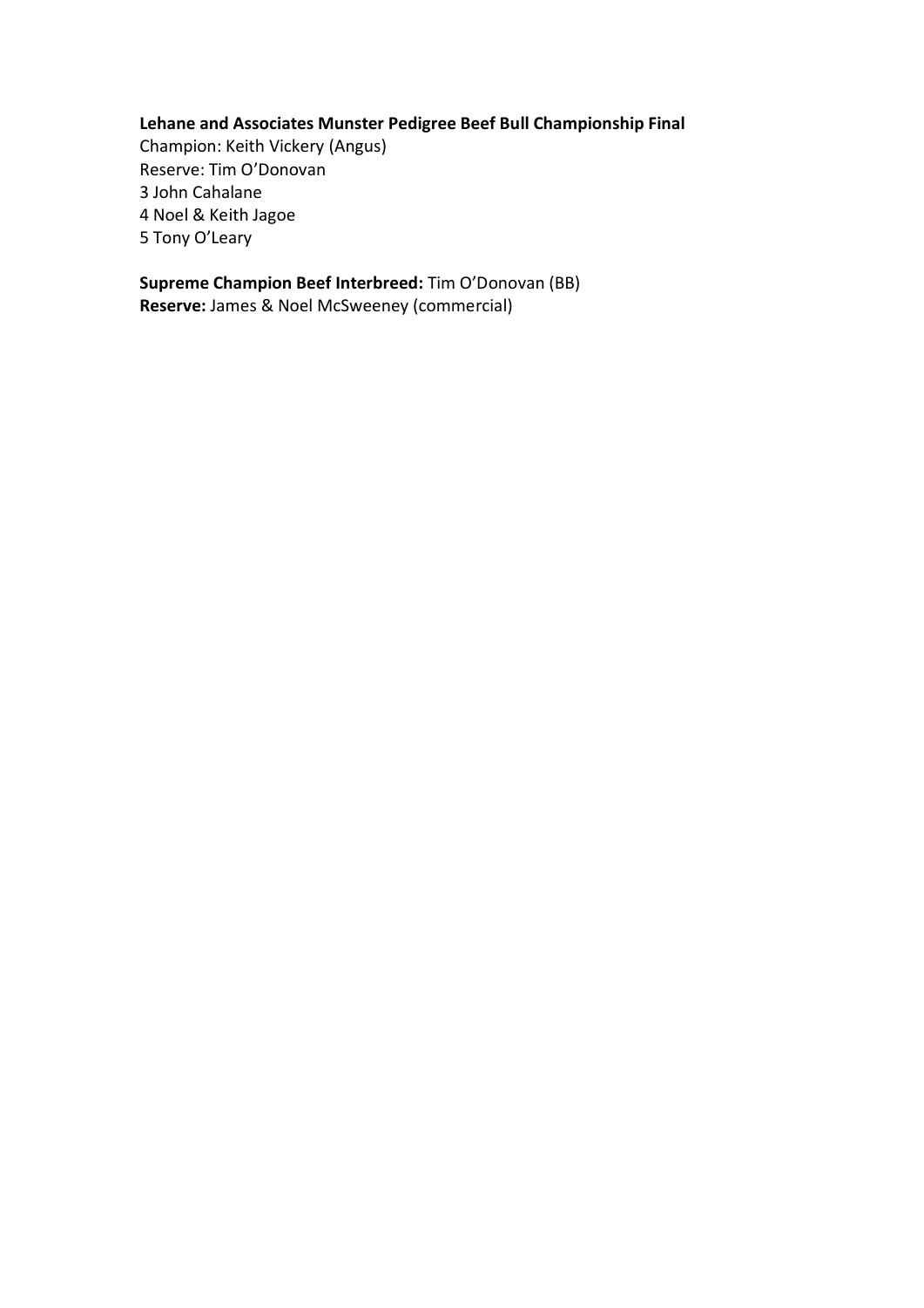**Lehane and Associates Munster Pedigree Beef Bull Championship Final**
Champion: Keith Vickery (Angus)
Reserve: Tim O'Donovan
3 John Cahalane
4 Noel & Keith Jagoe
5 Tony O'Leary

**Supreme Champion Beef Interbreed:** Tim O'Donovan (BB)
**Reserve:** James & Noel McSweeney (commercial)